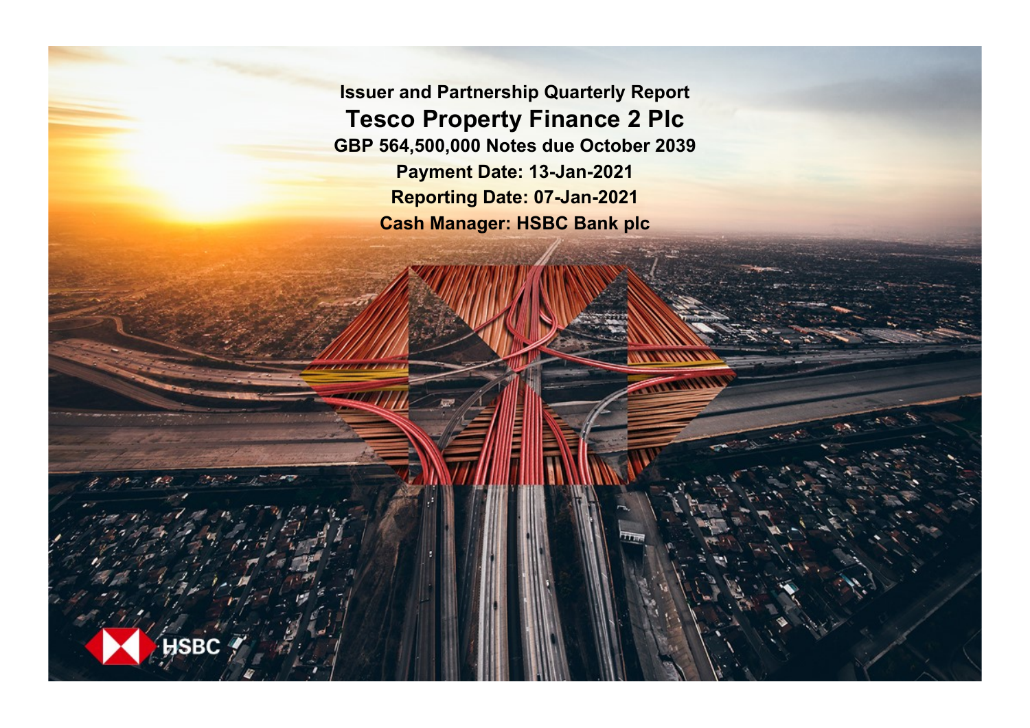# Issuer and Partnership Quarterly Report

# Tesco Property Finance 2 Plc

**GBP 564,500,000 Notes due October 2039**

**Payment Date: 13-Jan-2021**

**Reporting Date: 07-Jan-2021**

**Cash Manager: HSBC Bank plc**

HSBC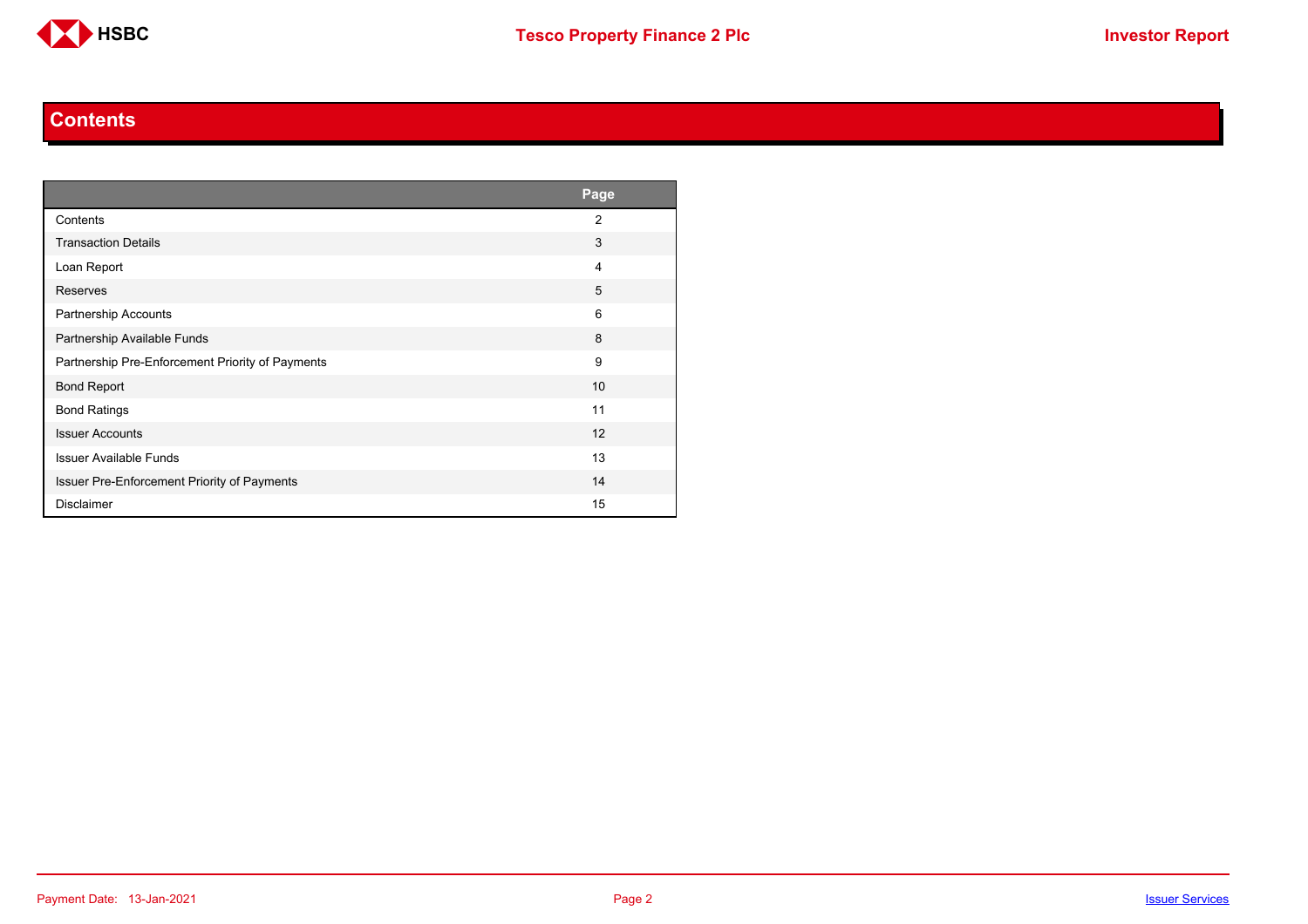# Contents

| | Page |
|---|---|
| Contents | 2 |
| Transaction Details | 3 |
| Loan Report | 4 |
| Reserves | 5 |
| Partnership Accounts | 6 |
| Partnership Available Funds | 8 |
| Partnership Pre-Enforcement Priority of Payments | 9 |
| Bond Report | 10 |
| Bond Ratings | 11 |
| Issuer Accounts | 12 |
| Issuer Available Funds | 13 |
| Issuer Pre-Enforcement Priority of Payments | 14 |
| Disclaimer | 15 |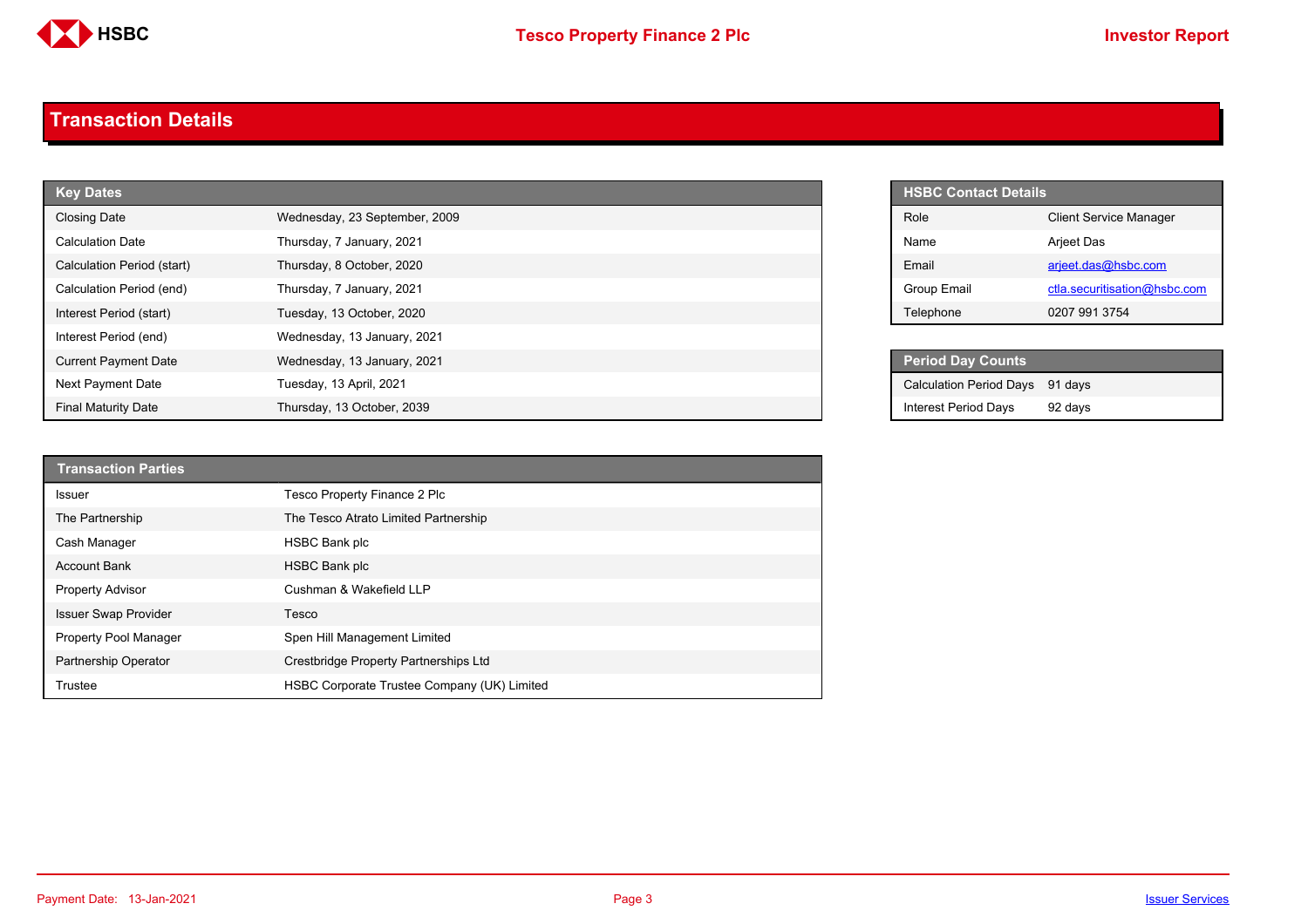# Transaction Details

| Key Dates | |
|---|---|
| Closing Date | Wednesday, 23 September, 2009 |
| Calculation Date | Thursday, 7 January, 2021 |
| Calculation Period (start) | Thursday, 8 October, 2020 |
| Calculation Period (end) | Thursday, 7 January, 2021 |
| Interest Period (start) | Tuesday, 13 October, 2020 |
| Interest Period (end) | Wednesday, 13 January, 2021 |
| Current Payment Date | Wednesday, 13 January, 2021 |
| Next Payment Date | Tuesday, 13 April, 2021 |
| Final Maturity Date | Thursday, 13 October, 2039 |

| HSBC Contact Details | |
|---|---|
| Role | Client Service Manager |
| Name | Arjeet Das |
| Email | arjeet.das@hsbc.com |
| Group Email | ctla.securitisation@hsbc.com |
| Telephone | 0207 991 3754 |

| Period Day Counts | |
|---|---|
| Calculation Period Days | 91 days |
| Interest Period Days | 92 days |

| Transaction Parties | |
|---|---|
| Issuer | Tesco Property Finance 2 Plc |
| The Partnership | The Tesco Atrato Limited Partnership |
| Cash Manager | HSBC Bank plc |
| Account Bank | HSBC Bank plc |
| Property Advisor | Cushman & Wakefield LLP |
| Issuer Swap Provider | Tesco |
| Property Pool Manager | Spen Hill Management Limited |
| Partnership Operator | Crestbridge Property Partnerships Ltd |
| Trustee | HSBC Corporate Trustee Company (UK) Limited |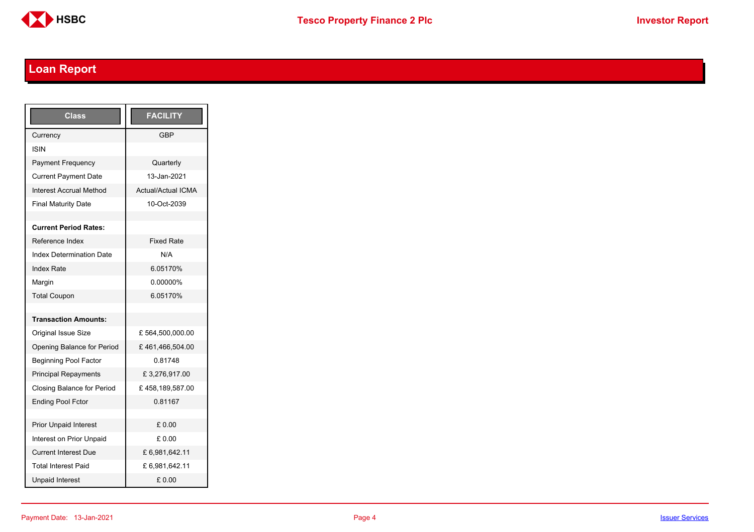## Loan Report

| Class | FACILITY |
|---|---|
| Currency | GBP |
| ISIN | |
| Payment Frequency | Quarterly |
| Current Payment Date | 13-Jan-2021 |
| Interest Accrual Method | Actual/Actual ICMA |
| Final Maturity Date | 10-Oct-2039 |
| | |
| **Current Period Rates:** | |
| Reference Index | Fixed Rate |
| Index Determination Date | N/A |
| Index Rate | 6.05170% |
| Margin | 0.00000% |
| Total Coupon | 6.05170% |
| | |
| **Transaction Amounts:** | |
| Original Issue Size | £ 564,500,000.00 |
| Opening Balance for Period | £ 461,466,504.00 |
| Beginning Pool Factor | 0.81748 |
| Principal Repayments | £ 3,276,917.00 |
| Closing Balance for Period | £ 458,189,587.00 |
| Ending Pool Fctor | 0.81167 |
| | |
| Prior Unpaid Interest | £ 0.00 |
| Interest on Prior Unpaid | £ 0.00 |
| Current Interest Due | £ 6,981,642.11 |
| Total Interest Paid | £ 6,981,642.11 |
| Unpaid Interest | £ 0.00 |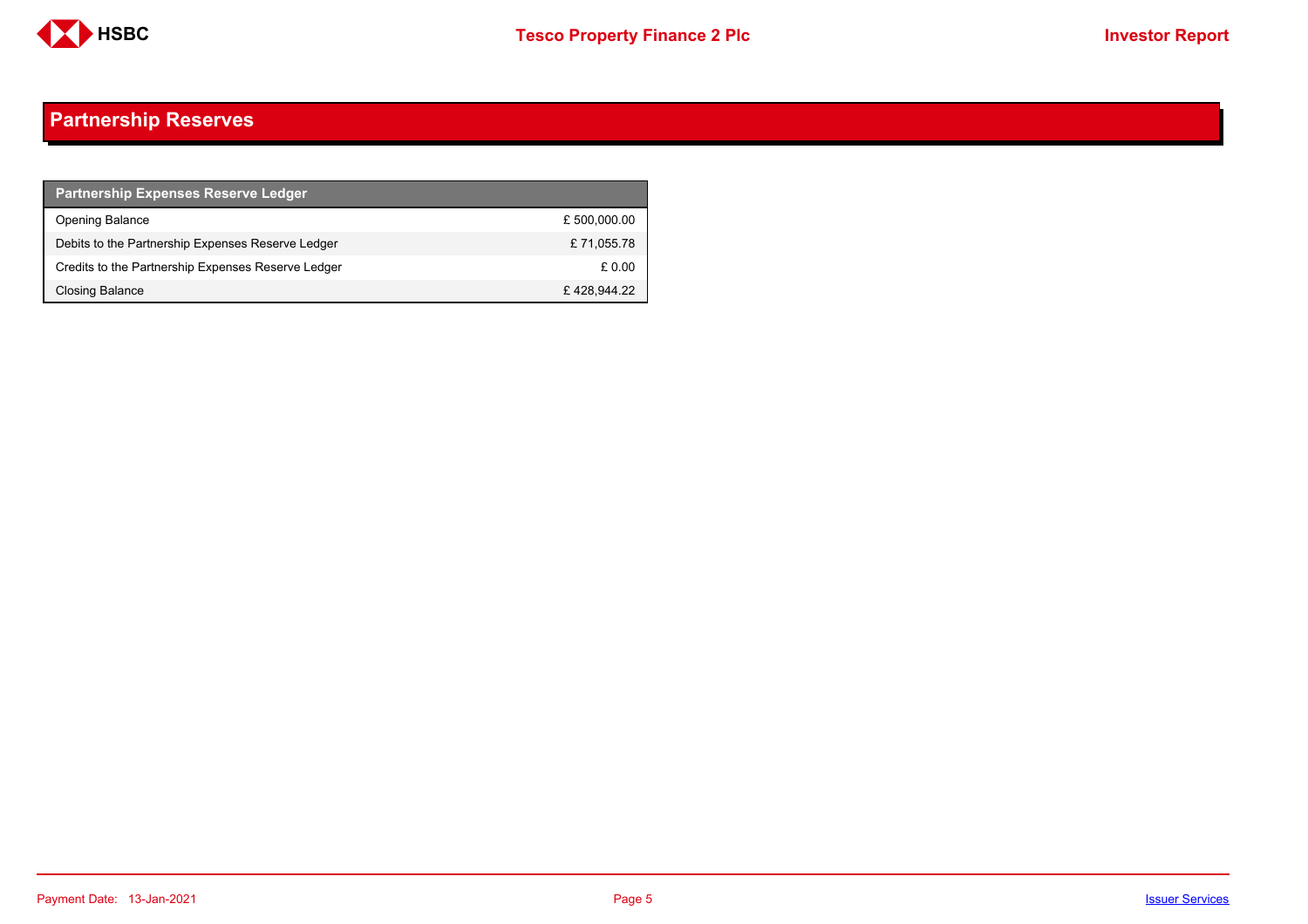# Partnership Reserves

| Partnership Expenses Reserve Ledger | |
|---|---|
| Opening Balance | £ 500,000.00 |
| Debits to the Partnership Expenses Reserve Ledger | £ 71,055.78 |
| Credits to the Partnership Expenses Reserve Ledger | £ 0.00 |
| Closing Balance | £ 428,944.22 |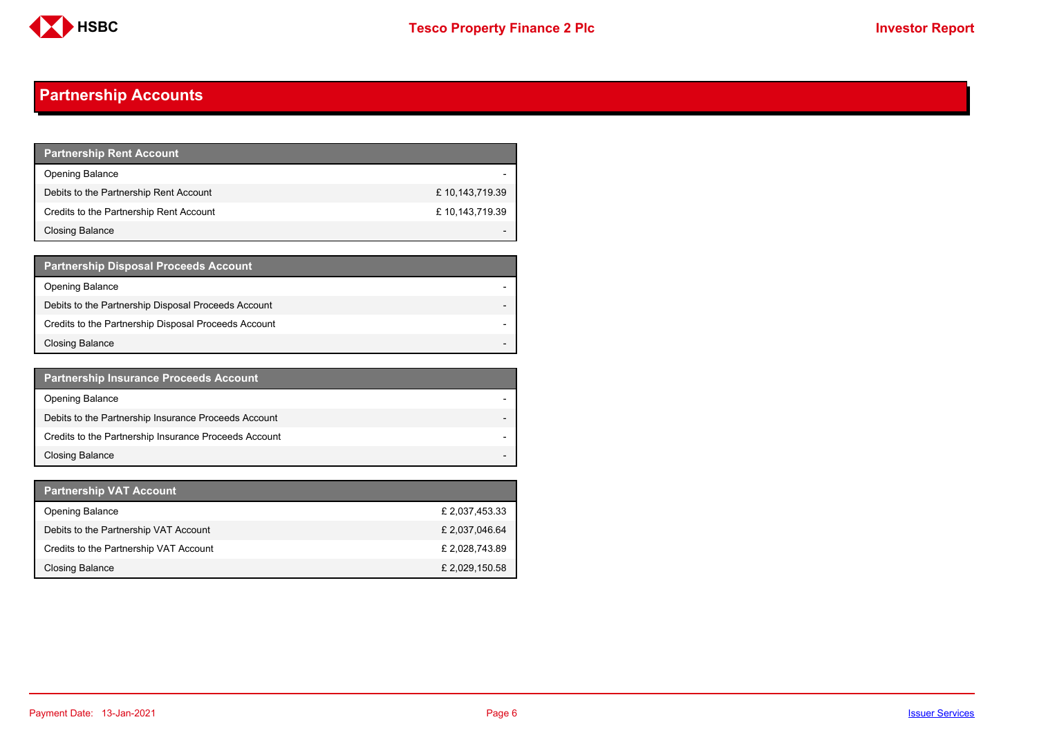# Partnership Accounts

| Partnership Rent Account | |
|---|---|
| Opening Balance | - |
| Debits to the Partnership Rent Account | £ 10,143,719.39 |
| Credits to the Partnership Rent Account | £ 10,143,719.39 |
| Closing Balance | - |

| Partnership Disposal Proceeds Account | |
|---|---|
| Opening Balance | - |
| Debits to the Partnership Disposal Proceeds Account | - |
| Credits to the Partnership Disposal Proceeds Account | - |
| Closing Balance | - |

| Partnership Insurance Proceeds Account | |
|---|---|
| Opening Balance | - |
| Debits to the Partnership Insurance Proceeds Account | - |
| Credits to the Partnership Insurance Proceeds Account | - |
| Closing Balance | - |

| Partnership VAT Account | |
|---|---|
| Opening Balance | £ 2,037,453.33 |
| Debits to the Partnership VAT Account | £ 2,037,046.64 |
| Credits to the Partnership VAT Account | £ 2,028,743.89 |
| Closing Balance | £ 2,029,150.58 |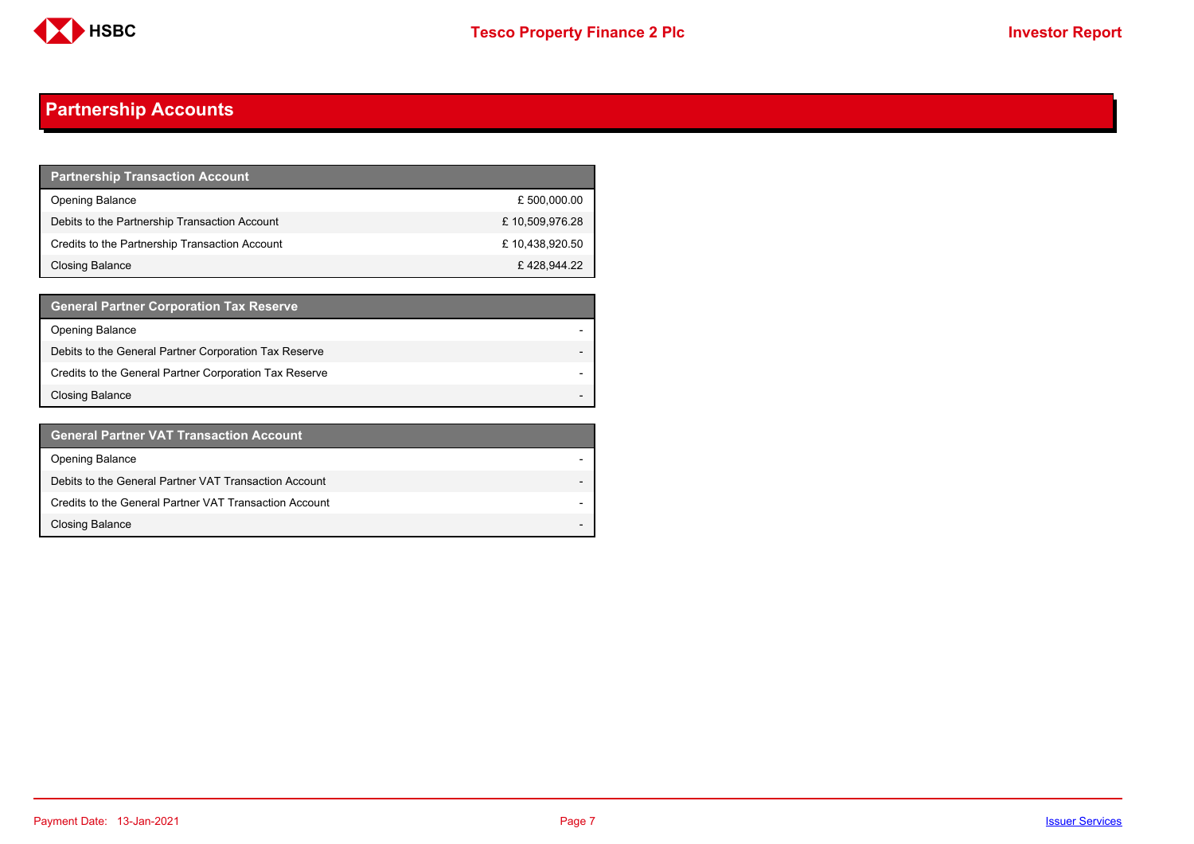## Partnership Accounts

| Partnership Transaction Account | |
|---|---|
| Opening Balance | £ 500,000.00 |
| Debits to the Partnership Transaction Account | £ 10,509,976.28 |
| Credits to the Partnership Transaction Account | £ 10,438,920.50 |
| Closing Balance | £ 428,944.22 |

| General Partner Corporation Tax Reserve | |
|---|---|
| Opening Balance | - |
| Debits to the General Partner Corporation Tax Reserve | - |
| Credits to the General Partner Corporation Tax Reserve | - |
| Closing Balance | - |

| General Partner VAT Transaction Account | |
|---|---|
| Opening Balance | - |
| Debits to the General Partner VAT Transaction Account | - |
| Credits to the General Partner VAT Transaction Account | - |
| Closing Balance | - |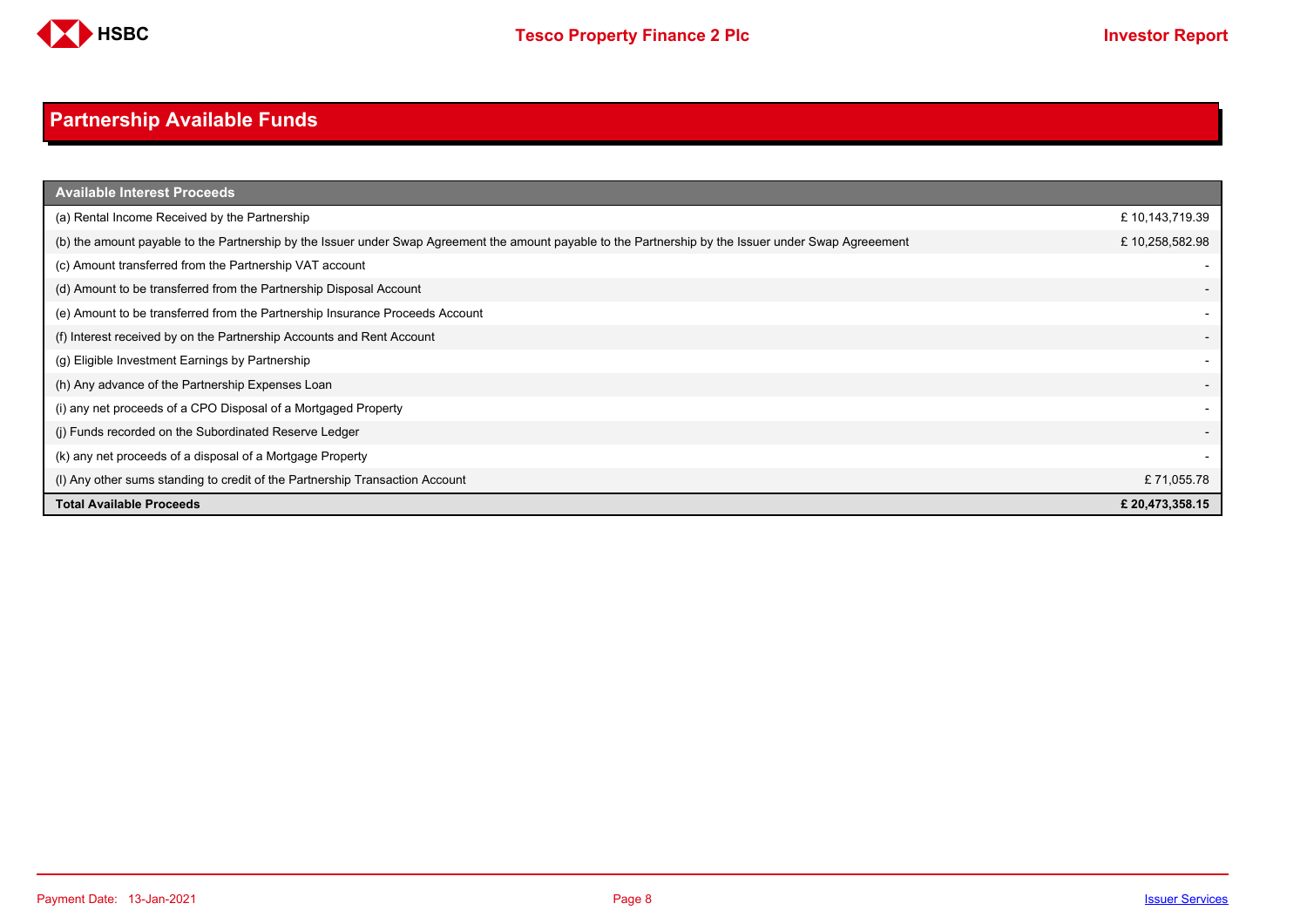# Partnership Available Funds

| Available Interest Proceeds | |
|---|---|
| (a) Rental Income Received by the Partnership | £ 10,143,719.39 |
| (b) the amount payable to the Partnership by the Issuer under Swap Agreement the amount payable to the Partnership by the Issuer under Swap Agreeement | £ 10,258,582.98 |
| (c) Amount transferred from the Partnership VAT account | - |
| (d) Amount to be transferred from the Partnership Disposal Account | - |
| (e) Amount to be transferred from the Partnership Insurance Proceeds Account | - |
| (f) Interest received by on the Partnership Accounts and Rent Account | - |
| (g) Eligible Investment Earnings by Partnership | - |
| (h) Any advance of the Partnership Expenses Loan | - |
| (i) any net proceeds of a CPO Disposal of a Mortgaged Property | - |
| (j) Funds recorded on the Subordinated Reserve Ledger | - |
| (k) any net proceeds of a disposal of a Mortgage Property | - |
| (l) Any other sums standing to credit of the Partnership Transaction Account | £ 71,055.78 |
| **Total Available Proceeds** | **£ 20,473,358.15** |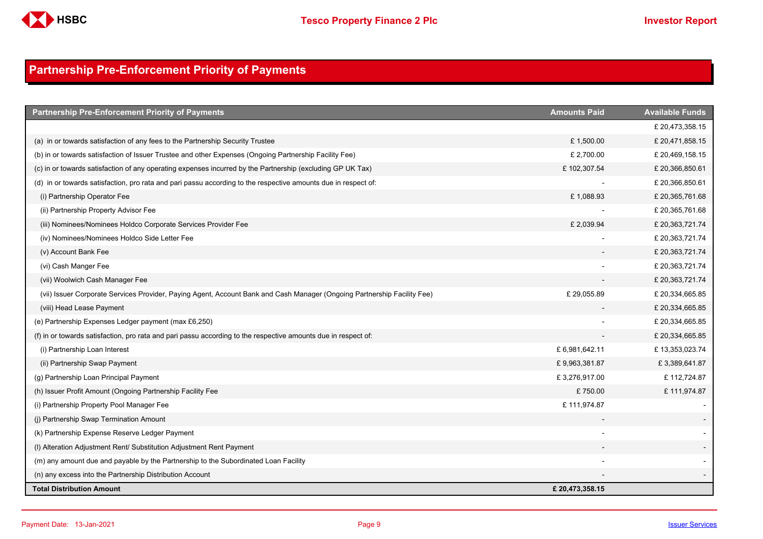# Partnership Pre-Enforcement Priority of Payments

| Partnership Pre-Enforcement Priority of Payments | Amounts Paid | Available Funds |
|---|---|---|
| | | £ 20,473,358.15 |
| (a) in or towards satisfaction of any fees to the Partnership Security Trustee | £ 1,500.00 | £ 20,471,858.15 |
| (b) in or towards satisfaction of Issuer Trustee and other Expenses (Ongoing Partnership Facility Fee) | £ 2,700.00 | £ 20,469,158.15 |
| (c) in or towards satisfaction of any operating expenses incurred by the Partnership (excluding GP UK Tax) | £ 102,307.54 | £ 20,366,850.61 |
| (d) in or towards satisfaction, pro rata and pari passu according to the respective amounts due in respect of: | - | £ 20,366,850.61 |
| (i) Partnership Operator Fee | £ 1,088.93 | £ 20,365,761.68 |
| (ii) Partnership Property Advisor Fee | - | £ 20,365,761.68 |
| (iii) Nominees/Nominees Holdco Corporate Services Provider Fee | £ 2,039.94 | £ 20,363,721.74 |
| (iv) Nominees/Nominees Holdco Side Letter Fee | - | £ 20,363,721.74 |
| (v) Account Bank Fee | - | £ 20,363,721.74 |
| (vi) Cash Manger Fee | - | £ 20,363,721.74 |
| (vii) Woolwich Cash Manager Fee | - | £ 20,363,721.74 |
| (vii) Issuer Corporate Services Provider, Paying Agent, Account Bank and Cash Manager (Ongoing Partnership Facility Fee) | £ 29,055.89 | £ 20,334,665.85 |
| (viii) Head Lease Payment | - | £ 20,334,665.85 |
| (e) Partnership Expenses Ledger payment (max £6,250) | - | £ 20,334,665.85 |
| (f) in or towards satisfaction, pro rata and pari passu according to the respective amounts due in respect of: | - | £ 20,334,665.85 |
| (i) Partnership Loan Interest | £ 6,981,642.11 | £ 13,353,023.74 |
| (ii) Partnership Swap Payment | £ 9,963,381.87 | £ 3,389,641.87 |
| (g) Partnership Loan Principal Payment | £ 3,276,917.00 | £ 112,724.87 |
| (h) Issuer Profit Amount (Ongoing Partnership Facility Fee | £ 750.00 | £ 111,974.87 |
| (i) Partnership Property Pool Manager Fee | £ 111,974.87 | - |
| (j) Partnership Swap Termination Amount | - | - |
| (k) Partnership Expense Reserve Ledger Payment | - | - |
| (l) Alteration Adjustment Rent/ Substitution Adjustment Rent Payment | - | - |
| (m) any amount due and payable by the Partnership to the Subordinated Loan Facility | - | - |
| (n) any excess into the Partnership Distribution Account | - | - |
| **Total Distribution Amount** | **£ 20,473,358.15** | |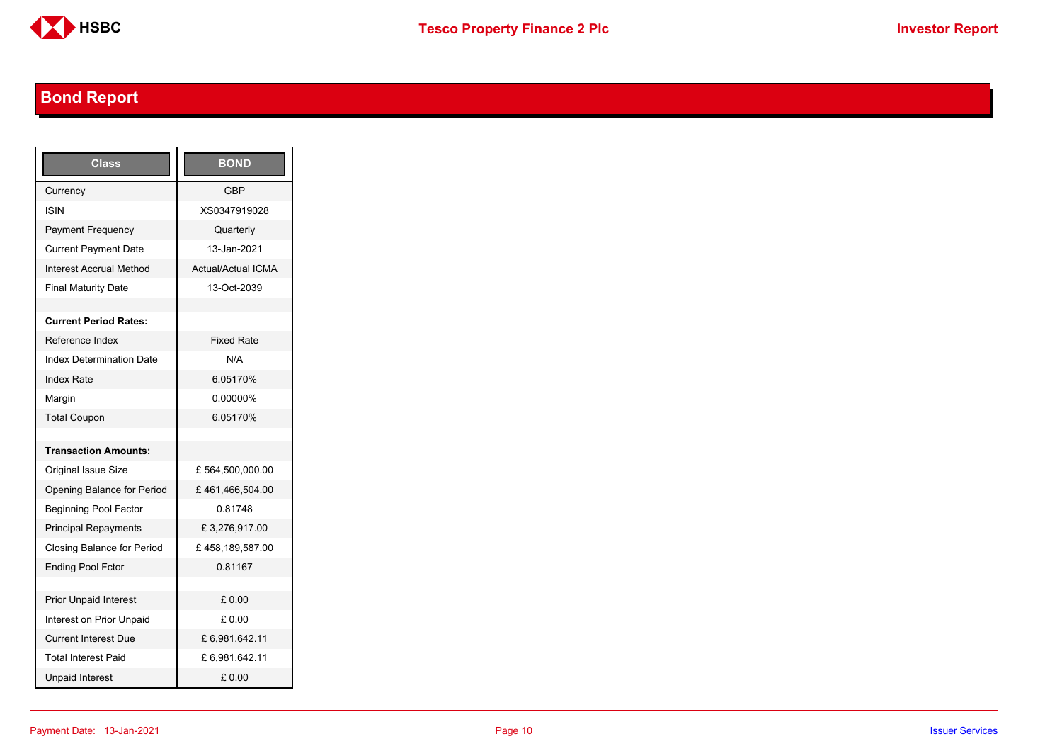## Bond Report

| Class | BOND |
| --- | --- |
| Currency | GBP |
| ISIN | XS0347919028 |
| Payment Frequency | Quarterly |
| Current Payment Date | 13-Jan-2021 |
| Interest Accrual Method | Actual/Actual ICMA |
| Final Maturity Date | 13-Oct-2039 |
| | |
| **Current Period Rates:** | |
| Reference Index | Fixed Rate |
| Index Determination Date | N/A |
| Index Rate | 6.05170% |
| Margin | 0.00000% |
| Total Coupon | 6.05170% |
| | |
| **Transaction Amounts:** | |
| Original Issue Size | £ 564,500,000.00 |
| Opening Balance for Period | £ 461,466,504.00 |
| Beginning Pool Factor | 0.81748 |
| Principal Repayments | £ 3,276,917.00 |
| Closing Balance for Period | £ 458,189,587.00 |
| Ending Pool Fctor | 0.81167 |
| | |
| Prior Unpaid Interest | £ 0.00 |
| Interest on Prior Unpaid | £ 0.00 |
| Current Interest Due | £ 6,981,642.11 |
| Total Interest Paid | £ 6,981,642.11 |
| Unpaid Interest | £ 0.00 |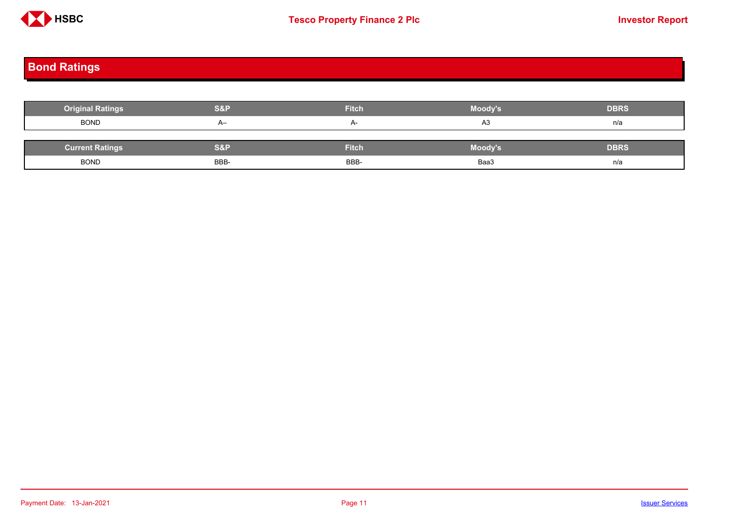## Bond Ratings

| Original Ratings | S&P | Fitch | Moody's | DBRS |
|---|---|---|---|---|
| BOND | A– | A- | A3 | n/a |

| Current Ratings | S&P | Fitch | Moody's | DBRS |
|---|---|---|---|---|
| BOND | BBB- | BBB- | Baa3 | n/a |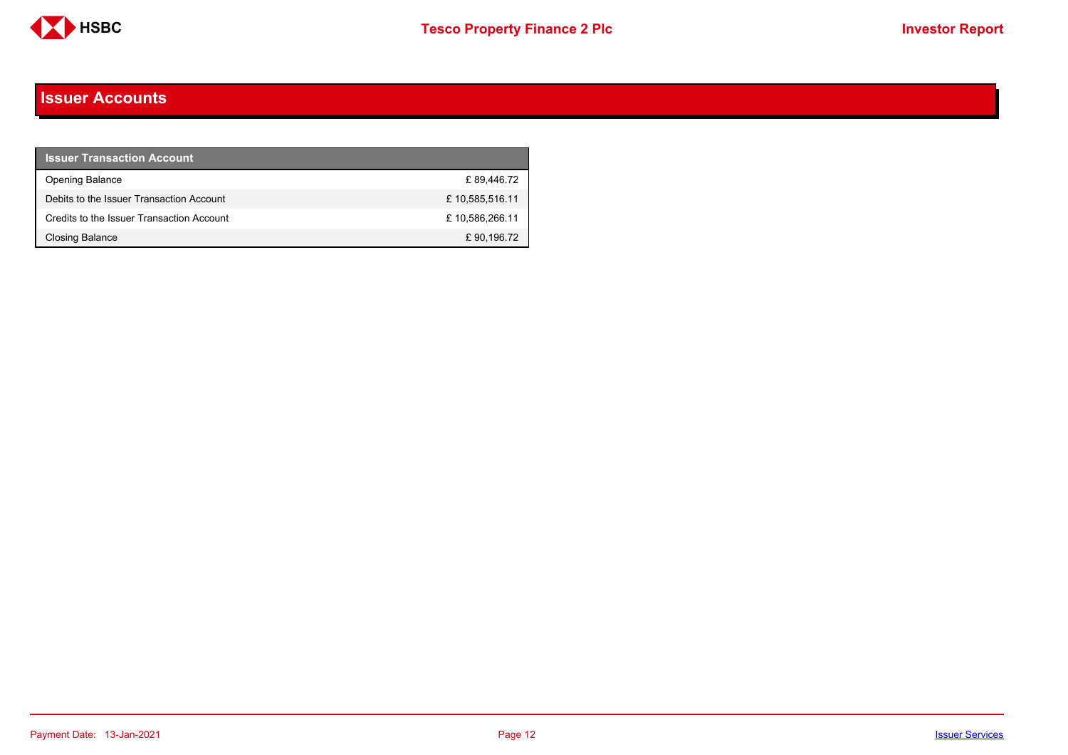# Issuer Accounts

| Issuer Transaction Account | |
|---|---|
| Opening Balance | £ 89,446.72 |
| Debits to the Issuer Transaction Account | £ 10,585,516.11 |
| Credits to the Issuer Transaction Account | £ 10,586,266.11 |
| Closing Balance | £ 90,196.72 |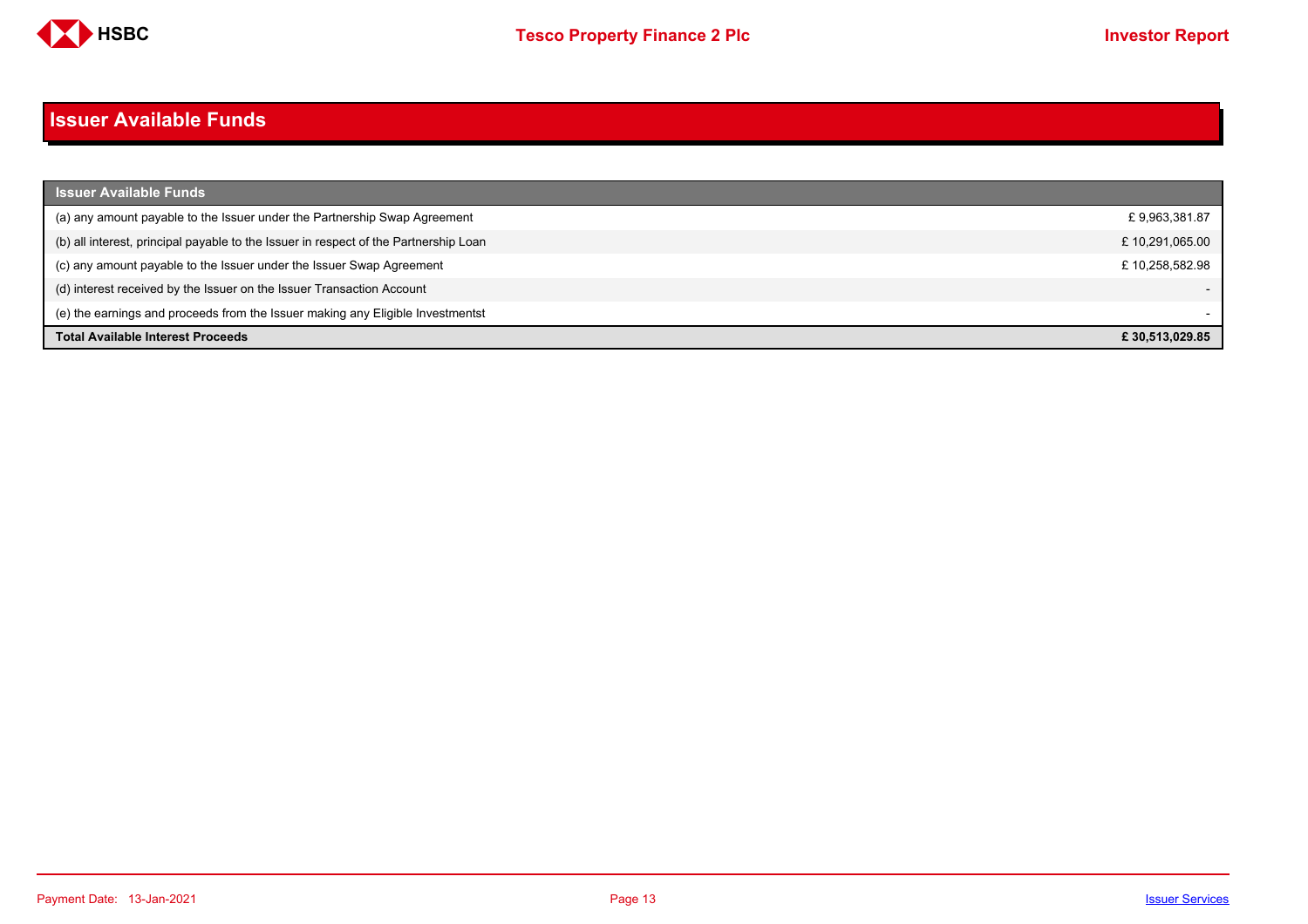# Issuer Available Funds

| Issuer Available Funds | |
|---|---|
| (a) any amount payable to the Issuer under the Partnership Swap Agreement | £ 9,963,381.87 |
| (b) all interest, principal payable to the Issuer in respect of the Partnership Loan | £ 10,291,065.00 |
| (c) any amount payable to the Issuer under the Issuer Swap Agreement | £ 10,258,582.98 |
| (d) interest received by the Issuer on the Issuer Transaction Account | - |
| (e) the earnings and proceeds from the Issuer making any Eligible Investmentst | - |
| **Total Available Interest Proceeds** | **£ 30,513,029.85** |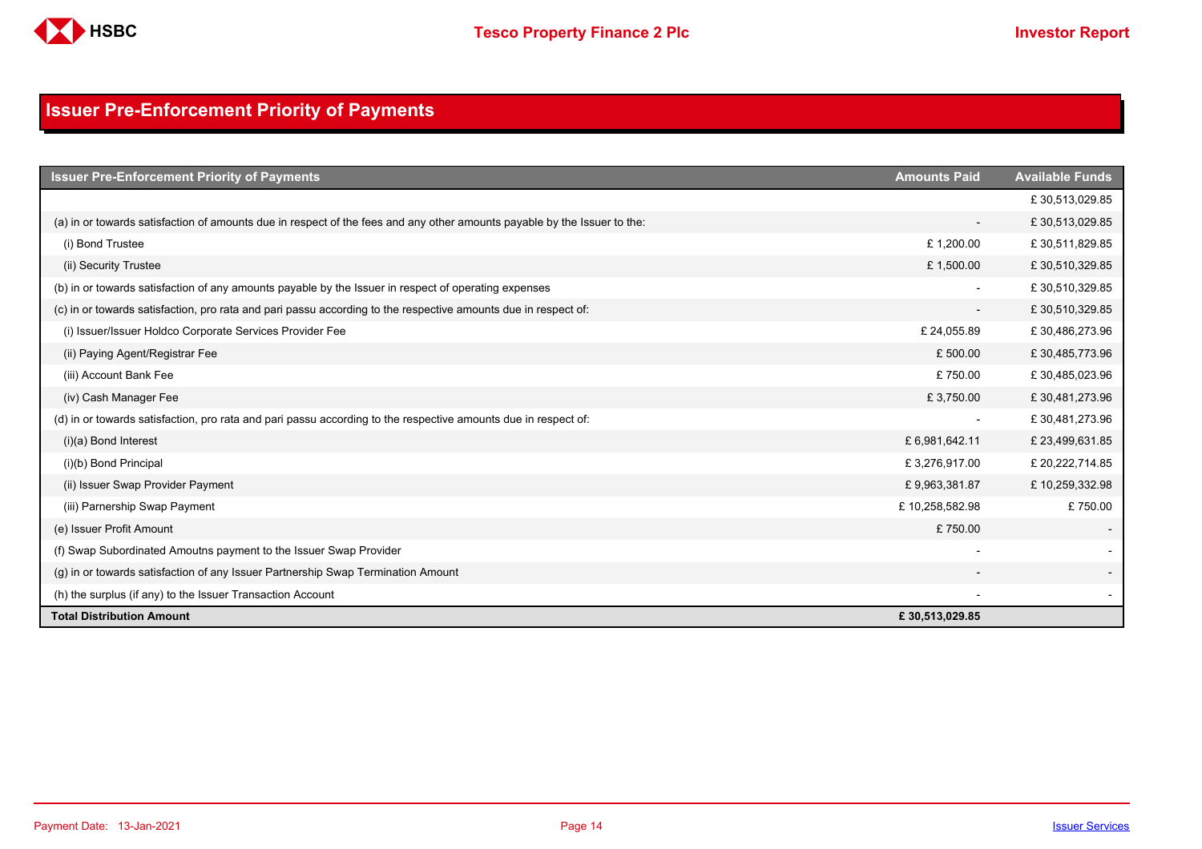# Issuer Pre-Enforcement Priority of Payments

| Issuer Pre-Enforcement Priority of Payments | Amounts Paid | Available Funds |
| --- | --- | --- |
| | | £ 30,513,029.85 |
| (a) in or towards satisfaction of amounts due in respect of the fees and any other amounts payable by the Issuer to the: | - | £ 30,513,029.85 |
| (i) Bond Trustee | £ 1,200.00 | £ 30,511,829.85 |
| (ii) Security Trustee | £ 1,500.00 | £ 30,510,329.85 |
| (b) in or towards satisfaction of any amounts payable by the Issuer in respect of operating expenses | - | £ 30,510,329.85 |
| (c) in or towards satisfaction, pro rata and pari passu according to the respective amounts due in respect of: | - | £ 30,510,329.85 |
| (i) Issuer/Issuer Holdco Corporate Services Provider Fee | £ 24,055.89 | £ 30,486,273.96 |
| (ii) Paying Agent/Registrar Fee | £ 500.00 | £ 30,485,773.96 |
| (iii) Account Bank Fee | £ 750.00 | £ 30,485,023.96 |
| (iv) Cash Manager Fee | £ 3,750.00 | £ 30,481,273.96 |
| (d) in or towards satisfaction, pro rata and pari passu according to the respective amounts due in respect of: | - | £ 30,481,273.96 |
| (i)(a) Bond Interest | £ 6,981,642.11 | £ 23,499,631.85 |
| (i)(b) Bond Principal | £ 3,276,917.00 | £ 20,222,714.85 |
| (ii) Issuer Swap Provider Payment | £ 9,963,381.87 | £ 10,259,332.98 |
| (iii) Parnership Swap Payment | £ 10,258,582.98 | £ 750.00 |
| (e) Issuer Profit Amount | £ 750.00 | - |
| (f) Swap Subordinated Amoutns payment to the Issuer Swap Provider | - | - |
| (g) in or towards satisfaction of any Issuer Partnership Swap Termination Amount | - | - |
| (h) the surplus (if any) to the Issuer Transaction Account | - | - |
| **Total Distribution Amount** | **£ 30,513,029.85** | |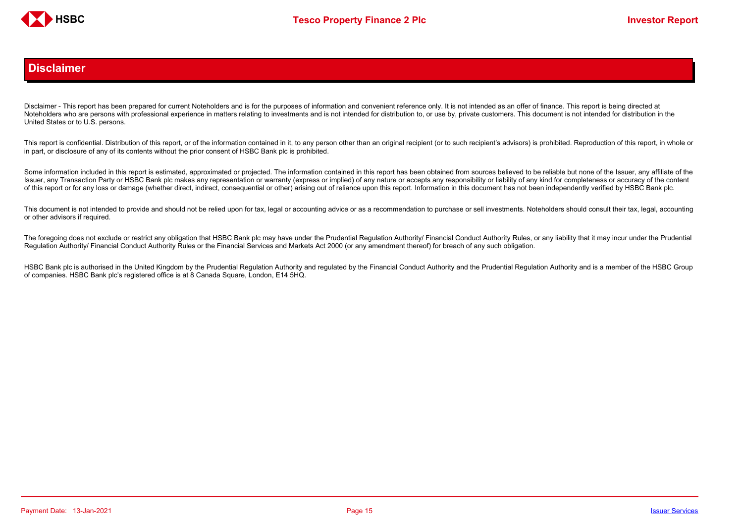# Disclaimer

Disclaimer - This report has been prepared for current Noteholders and is for the purposes of information and convenient reference only. It is not intended as an offer of finance. This report is being directed at Noteholders who are persons with professional experience in matters relating to investments and is not intended for distribution to, or use by, private customers. This document is not intended for distribution in the United States or to U.S. persons.

This report is confidential. Distribution of this report, or of the information contained in it, to any person other than an original recipient (or to such recipient's advisors) is prohibited. Reproduction of this report, in whole or in part, or disclosure of any of its contents without the prior consent of HSBC Bank plc is prohibited.

Some information included in this report is estimated, approximated or projected. The information contained in this report has been obtained from sources believed to be reliable but none of the Issuer, any affiliate of the Issuer, any Transaction Party or HSBC Bank plc makes any representation or warranty (express or implied) of any nature or accepts any responsibility or liability of any kind for completeness or accuracy of the content of this report or for any loss or damage (whether direct, indirect, consequential or other) arising out of reliance upon this report. Information in this document has not been independently verified by HSBC Bank plc.

This document is not intended to provide and should not be relied upon for tax, legal or accounting advice or as a recommendation to purchase or sell investments. Noteholders should consult their tax, legal, accounting or other advisors if required.

The foregoing does not exclude or restrict any obligation that HSBC Bank plc may have under the Prudential Regulation Authority/ Financial Conduct Authority Rules, or any liability that it may incur under the Prudential Regulation Authority/ Financial Conduct Authority Rules or the Financial Services and Markets Act 2000 (or any amendment thereof) for breach of any such obligation.

HSBC Bank plc is authorised in the United Kingdom by the Prudential Regulation Authority and regulated by the Financial Conduct Authority and the Prudential Regulation Authority and is a member of the HSBC Group of companies. HSBC Bank plc's registered office is at 8 Canada Square, London, E14 5HQ.